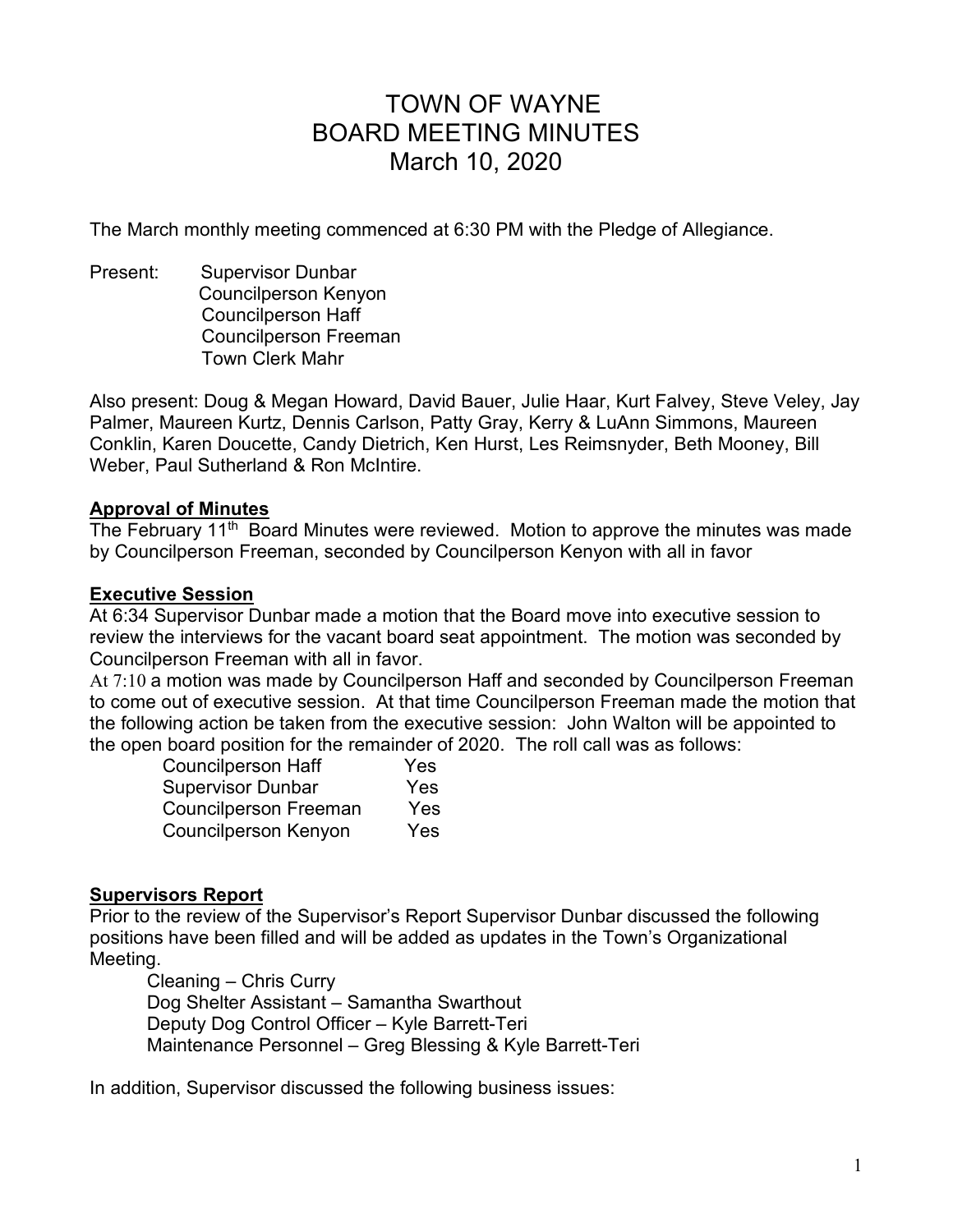# TOWN OF WAYNE
# BOARD MEETING MINUTES
# March 10, 2020

The March monthly meeting commenced at 6:30 PM with the Pledge of Allegiance.

Present: Supervisor Dunbar
Councilperson Kenyon
Councilperson Haff
Councilperson Freeman
Town Clerk Mahr

Also present: Doug & Megan Howard, David Bauer, Julie Haar, Kurt Falvey, Steve Veley, Jay Palmer, Maureen Kurtz, Dennis Carlson, Patty Gray, Kerry & LuAnn Simmons, Maureen Conklin, Karen Doucette, Candy Dietrich, Ken Hurst, Les Reimsnyder, Beth Mooney, Bill Weber, Paul Sutherland & Ron McIntire.

**Approval of Minutes**

The February 11th Board Minutes were reviewed. Motion to approve the minutes was made by Councilperson Freeman, seconded by Councilperson Kenyon with all in favor

**Executive Session**

At 6:34 Supervisor Dunbar made a motion that the Board move into executive session to review the interviews for the vacant board seat appointment. The motion was seconded by Councilperson Freeman with all in favor.

At 7:10 a motion was made by Councilperson Haff and seconded by Councilperson Freeman to come out of executive session. At that time Councilperson Freeman made the motion that the following action be taken from the executive session: John Walton will be appointed to the open board position for the remainder of 2020. The roll call was as follows:

| | |
|---|---|
| Councilperson Haff | Yes |
| Supervisor Dunbar | Yes |
| Councilperson Freeman | Yes |
| Councilperson Kenyon | Yes |

**Supervisors Report**

Prior to the review of the Supervisor's Report Supervisor Dunbar discussed the following positions have been filled and will be added as updates in the Town's Organizational Meeting.

Cleaning – Chris Curry
Dog Shelter Assistant – Samantha Swarthout
Deputy Dog Control Officer – Kyle Barrett-Teri
Maintenance Personnel – Greg Blessing & Kyle Barrett-Teri

In addition, Supervisor discussed the following business issues: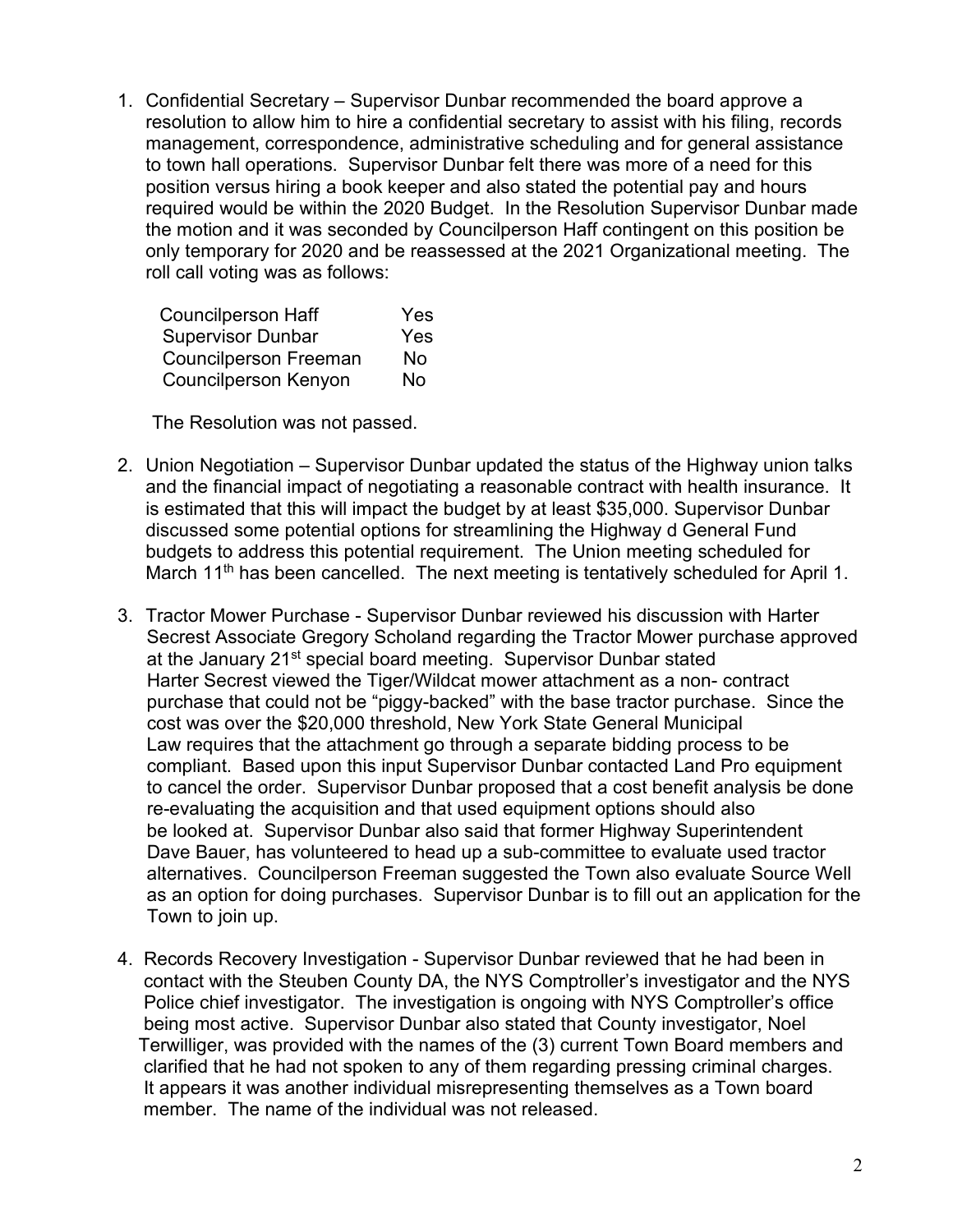1. Confidential Secretary – Supervisor Dunbar recommended the board approve a resolution to allow him to hire a confidential secretary to assist with his filing, records management, correspondence, administrative scheduling and for general assistance to town hall operations. Supervisor Dunbar felt there was more of a need for this position versus hiring a book keeper and also stated the potential pay and hours required would be within the 2020 Budget. In the Resolution Supervisor Dunbar made the motion and it was seconded by Councilperson Haff contingent on this position be only temporary for 2020 and be reassessed at the 2021 Organizational meeting. The roll call voting was as follows:

   | | |
   |---|---|
   | Councilperson Haff | Yes |
   | Supervisor Dunbar | Yes |
   | Councilperson Freeman | No |
   | Councilperson Kenyon | No |

   The Resolution was not passed.

2. Union Negotiation – Supervisor Dunbar updated the status of the Highway union talks and the financial impact of negotiating a reasonable contract with health insurance. It is estimated that this will impact the budget by at least $35,000. Supervisor Dunbar discussed some potential options for streamlining the Highway d General Fund budgets to address this potential requirement. The Union meeting scheduled for March 11th has been cancelled. The next meeting is tentatively scheduled for April 1.

3. Tractor Mower Purchase - Supervisor Dunbar reviewed his discussion with Harter Secrest Associate Gregory Scholand regarding the Tractor Mower purchase approved at the January 21st special board meeting. Supervisor Dunbar stated Harter Secrest viewed the Tiger/Wildcat mower attachment as a non- contract purchase that could not be "piggy-backed" with the base tractor purchase. Since the cost was over the $20,000 threshold, New York State General Municipal Law requires that the attachment go through a separate bidding process to be compliant. Based upon this input Supervisor Dunbar contacted Land Pro equipment to cancel the order. Supervisor Dunbar proposed that a cost benefit analysis be done re-evaluating the acquisition and that used equipment options should also be looked at. Supervisor Dunbar also said that former Highway Superintendent Dave Bauer, has volunteered to head up a sub-committee to evaluate used tractor alternatives. Councilperson Freeman suggested the Town also evaluate Source Well as an option for doing purchases. Supervisor Dunbar is to fill out an application for the Town to join up.

4. Records Recovery Investigation - Supervisor Dunbar reviewed that he had been in contact with the Steuben County DA, the NYS Comptroller's investigator and the NYS Police chief investigator. The investigation is ongoing with NYS Comptroller's office being most active. Supervisor Dunbar also stated that County investigator, Noel Terwilliger, was provided with the names of the (3) current Town Board members and clarified that he had not spoken to any of them regarding pressing criminal charges. It appears it was another individual misrepresenting themselves as a Town board member. The name of the individual was not released.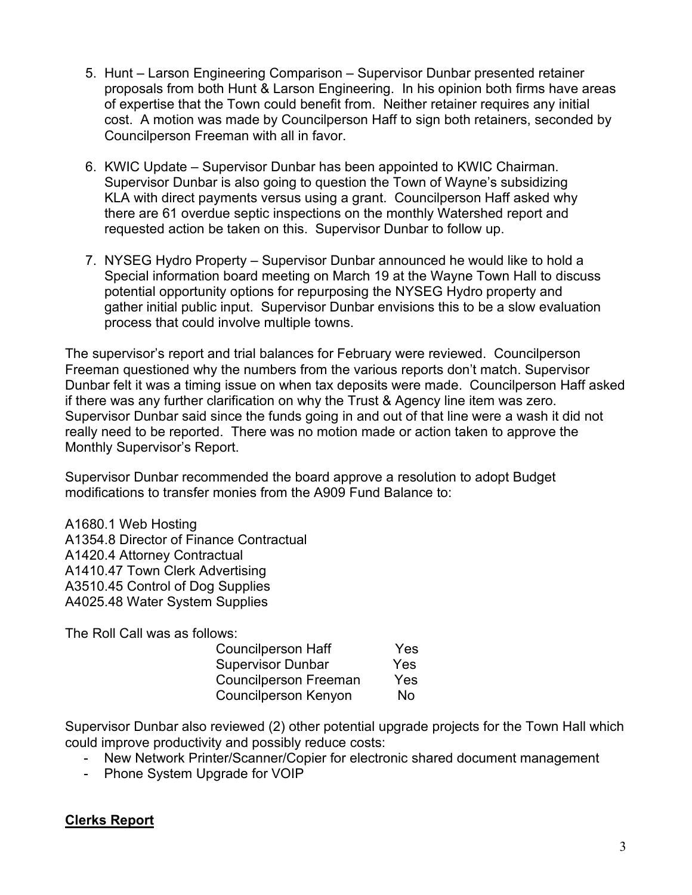5. Hunt – Larson Engineering Comparison – Supervisor Dunbar presented retainer proposals from both Hunt & Larson Engineering. In his opinion both firms have areas of expertise that the Town could benefit from. Neither retainer requires any initial cost. A motion was made by Councilperson Haff to sign both retainers, seconded by Councilperson Freeman with all in favor.

6. KWIC Update – Supervisor Dunbar has been appointed to KWIC Chairman. Supervisor Dunbar is also going to question the Town of Wayne's subsidizing KLA with direct payments versus using a grant. Councilperson Haff asked why there are 61 overdue septic inspections on the monthly Watershed report and requested action be taken on this. Supervisor Dunbar to follow up.

7. NYSEG Hydro Property – Supervisor Dunbar announced he would like to hold a Special information board meeting on March 19 at the Wayne Town Hall to discuss potential opportunity options for repurposing the NYSEG Hydro property and gather initial public input. Supervisor Dunbar envisions this to be a slow evaluation process that could involve multiple towns.

The supervisor's report and trial balances for February were reviewed. Councilperson Freeman questioned why the numbers from the various reports don't match. Supervisor Dunbar felt it was a timing issue on when tax deposits were made. Councilperson Haff asked if there was any further clarification on why the Trust & Agency line item was zero. Supervisor Dunbar said since the funds going in and out of that line were a wash it did not really need to be reported. There was no motion made or action taken to approve the Monthly Supervisor's Report.

Supervisor Dunbar recommended the board approve a resolution to adopt Budget modifications to transfer monies from the A909 Fund Balance to:

A1680.1 Web Hosting
A1354.8 Director of Finance Contractual
A1420.4 Attorney Contractual
A1410.47 Town Clerk Advertising
A3510.45 Control of Dog Supplies
A4025.48 Water System Supplies

The Roll Call was as follows:

| | |
|---|---|
| Councilperson Haff | Yes |
| Supervisor Dunbar | Yes |
| Councilperson Freeman | Yes |
| Councilperson Kenyon | No |

Supervisor Dunbar also reviewed (2) other potential upgrade projects for the Town Hall which could improve productivity and possibly reduce costs:

- New Network Printer/Scanner/Copier for electronic shared document management
- Phone System Upgrade for VOIP

## **Clerks Report**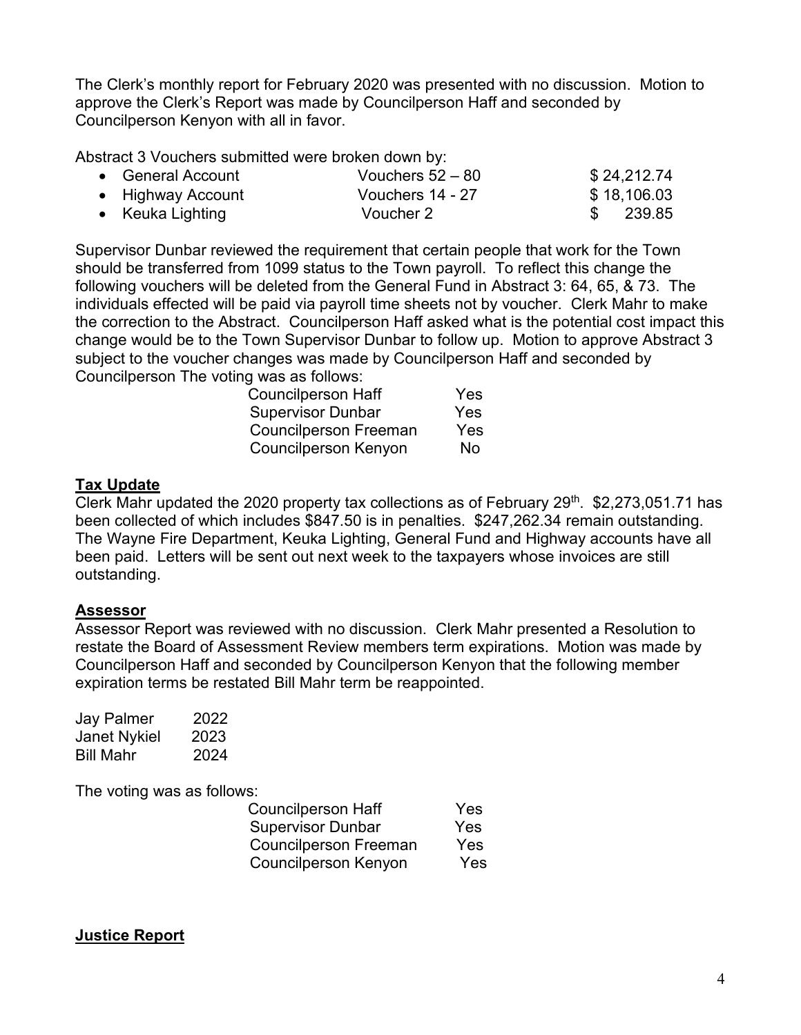The Clerk's monthly report for February 2020 was presented with no discussion. Motion to approve the Clerk's Report was made by Councilperson Haff and seconded by Councilperson Kenyon with all in favor.

Abstract 3 Vouchers submitted were broken down by:

| | | |
|---|---|---|
| • General Account | Vouchers 52 – 80 | $ 24,212.74 |
| • Highway Account | Vouchers 14 - 27 | $ 18,106.03 |
| • Keuka Lighting | Voucher 2 | $ 239.85 |

Supervisor Dunbar reviewed the requirement that certain people that work for the Town should be transferred from 1099 status to the Town payroll. To reflect this change the following vouchers will be deleted from the General Fund in Abstract 3: 64, 65, & 73. The individuals effected will be paid via payroll time sheets not by voucher. Clerk Mahr to make the correction to the Abstract. Councilperson Haff asked what is the potential cost impact this change would be to the Town Supervisor Dunbar to follow up. Motion to approve Abstract 3 subject to the voucher changes was made by Councilperson Haff and seconded by Councilperson The voting was as follows:

| | |
|---|---|
| Councilperson Haff | Yes |
| Supervisor Dunbar | Yes |
| Councilperson Freeman | Yes |
| Councilperson Kenyon | No |

**Tax Update**

Clerk Mahr updated the 2020 property tax collections as of February 29th. $2,273,051.71 has been collected of which includes $847.50 is in penalties. $247,262.34 remain outstanding. The Wayne Fire Department, Keuka Lighting, General Fund and Highway accounts have all been paid. Letters will be sent out next week to the taxpayers whose invoices are still outstanding.

**Assessor**

Assessor Report was reviewed with no discussion. Clerk Mahr presented a Resolution to restate the Board of Assessment Review members term expirations. Motion was made by Councilperson Haff and seconded by Councilperson Kenyon that the following member expiration terms be restated Bill Mahr term be reappointed.

| | |
|---|---|
| Jay Palmer | 2022 |
| Janet Nykiel | 2023 |
| Bill Mahr | 2024 |

The voting was as follows:

| | |
|---|---|
| Councilperson Haff | Yes |
| Supervisor Dunbar | Yes |
| Councilperson Freeman | Yes |
| Councilperson Kenyon | Yes |

**Justice Report**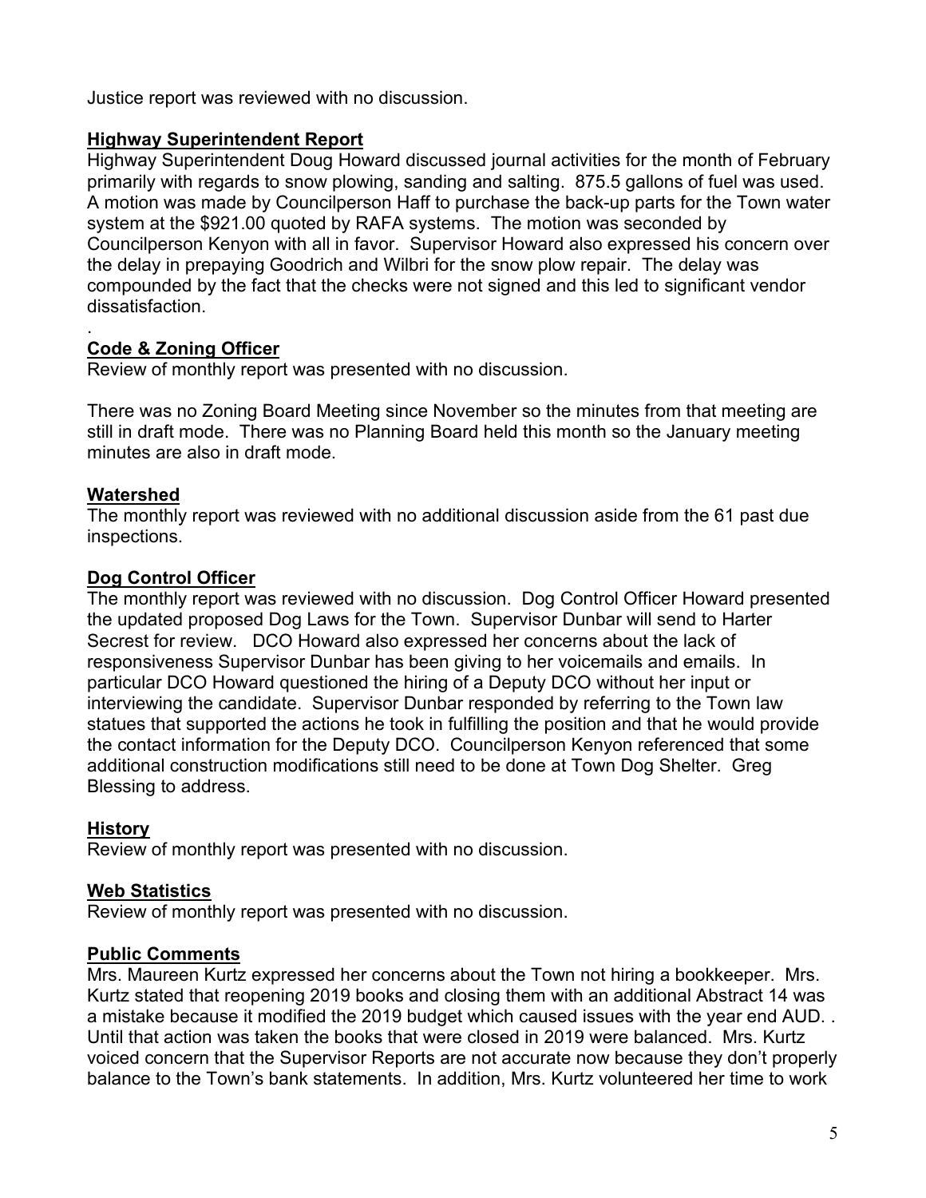Justice report was reviewed with no discussion.

**Highway Superintendent Report**

Highway Superintendent Doug Howard discussed journal activities for the month of February primarily with regards to snow plowing, sanding and salting. 875.5 gallons of fuel was used. A motion was made by Councilperson Haff to purchase the back-up parts for the Town water system at the $921.00 quoted by RAFA systems. The motion was seconded by Councilperson Kenyon with all in favor. Supervisor Howard also expressed his concern over the delay in prepaying Goodrich and Wilbri for the snow plow repair. The delay was compounded by the fact that the checks were not signed and this led to significant vendor dissatisfaction.

.

**Code & Zoning Officer**

Review of monthly report was presented with no discussion.

There was no Zoning Board Meeting since November so the minutes from that meeting are still in draft mode. There was no Planning Board held this month so the January meeting minutes are also in draft mode.

**Watershed**

The monthly report was reviewed with no additional discussion aside from the 61 past due inspections.

**Dog Control Officer**

The monthly report was reviewed with no discussion. Dog Control Officer Howard presented the updated proposed Dog Laws for the Town. Supervisor Dunbar will send to Harter Secrest for review. DCO Howard also expressed her concerns about the lack of responsiveness Supervisor Dunbar has been giving to her voicemails and emails. In particular DCO Howard questioned the hiring of a Deputy DCO without her input or interviewing the candidate. Supervisor Dunbar responded by referring to the Town law statues that supported the actions he took in fulfilling the position and that he would provide the contact information for the Deputy DCO. Councilperson Kenyon referenced that some additional construction modifications still need to be done at Town Dog Shelter. Greg Blessing to address.

**History**

Review of monthly report was presented with no discussion.

**Web Statistics**

Review of monthly report was presented with no discussion.

**Public Comments**

Mrs. Maureen Kurtz expressed her concerns about the Town not hiring a bookkeeper. Mrs. Kurtz stated that reopening 2019 books and closing them with an additional Abstract 14 was a mistake because it modified the 2019 budget which caused issues with the year end AUD. . Until that action was taken the books that were closed in 2019 were balanced. Mrs. Kurtz voiced concern that the Supervisor Reports are not accurate now because they don't properly balance to the Town's bank statements. In addition, Mrs. Kurtz volunteered her time to work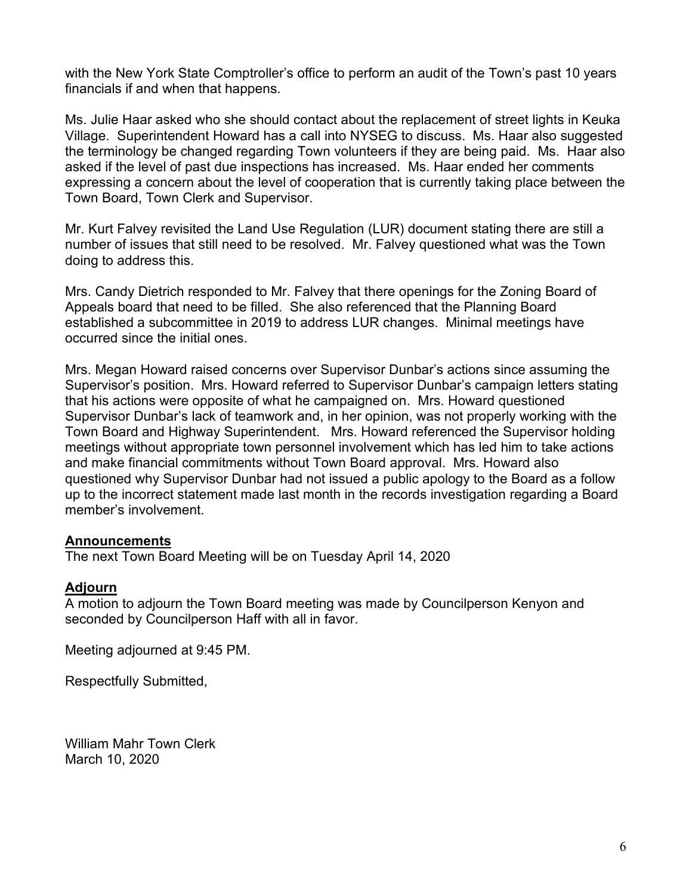with the New York State Comptroller's office to perform an audit of the Town's past 10 years financials if and when that happens.

Ms. Julie Haar asked who she should contact about the replacement of street lights in Keuka Village. Superintendent Howard has a call into NYSEG to discuss. Ms. Haar also suggested the terminology be changed regarding Town volunteers if they are being paid. Ms. Haar also asked if the level of past due inspections has increased. Ms. Haar ended her comments expressing a concern about the level of cooperation that is currently taking place between the Town Board, Town Clerk and Supervisor.

Mr. Kurt Falvey revisited the Land Use Regulation (LUR) document stating there are still a number of issues that still need to be resolved. Mr. Falvey questioned what was the Town doing to address this.

Mrs. Candy Dietrich responded to Mr. Falvey that there openings for the Zoning Board of Appeals board that need to be filled. She also referenced that the Planning Board established a subcommittee in 2019 to address LUR changes. Minimal meetings have occurred since the initial ones.

Mrs. Megan Howard raised concerns over Supervisor Dunbar's actions since assuming the Supervisor's position. Mrs. Howard referred to Supervisor Dunbar's campaign letters stating that his actions were opposite of what he campaigned on. Mrs. Howard questioned Supervisor Dunbar's lack of teamwork and, in her opinion, was not properly working with the Town Board and Highway Superintendent. Mrs. Howard referenced the Supervisor holding meetings without appropriate town personnel involvement which has led him to take actions and make financial commitments without Town Board approval. Mrs. Howard also questioned why Supervisor Dunbar had not issued a public apology to the Board as a follow up to the incorrect statement made last month in the records investigation regarding a Board member's involvement.

## Announcements

The next Town Board Meeting will be on Tuesday April 14, 2020

## Adjourn

A motion to adjourn the Town Board meeting was made by Councilperson Kenyon and seconded by Councilperson Haff with all in favor.

Meeting adjourned at 9:45 PM.

Respectfully Submitted,

William Mahr Town Clerk
March 10, 2020